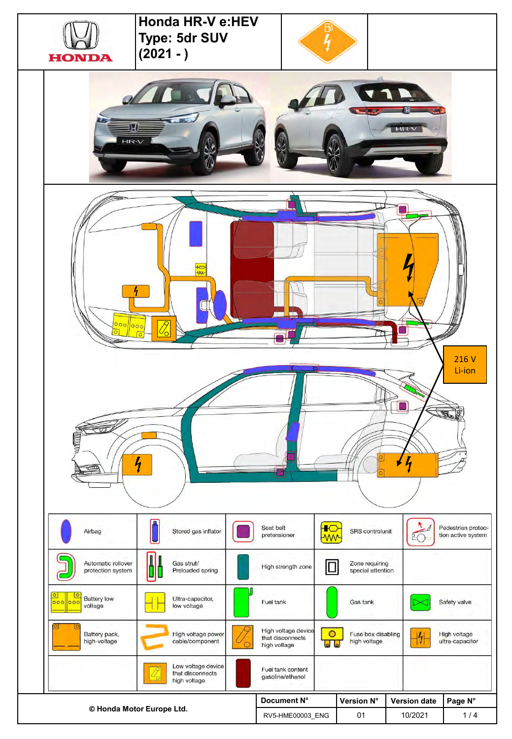# Honda HR-V e:HEV
## Type: 5dr SUV
## (2021 - )

216 V
Li-ion

| | | | | | | | | | |
|---|---|---|---|---|---|---|---|---|---|
| | Airbag | | Stored gas inflator | | Seat belt pretensioner | | SRS controlunit | | Pedestrian protection active system |
| | Automatic rollover protection system | | Gas strut/ Preloaded spring | | High strength zone | | Zone requiring special attention | | |
| | Battery low voltage | | Ultra-capacitor, low voltage | | Fuel tank | | Gas tank | | Safety valve |
| | Battery pack, high-voltage | | High voltage power cable/component | | High voltage device that disconnects high voltage | | Fuse box disabling high voltage | | High voltage ultra-capacitor |
| | | | Low voltage device that disconnects high voltage | | Fuel tank content gasoline/ethanol | | | | |

© Honda Motor Europe Ltd.

| Document N° | Version N° | Version date | Page N° |
|---|---|---|---|
| RV5-HME00003_ENG | 01 | 10/2021 | 1 / 4 |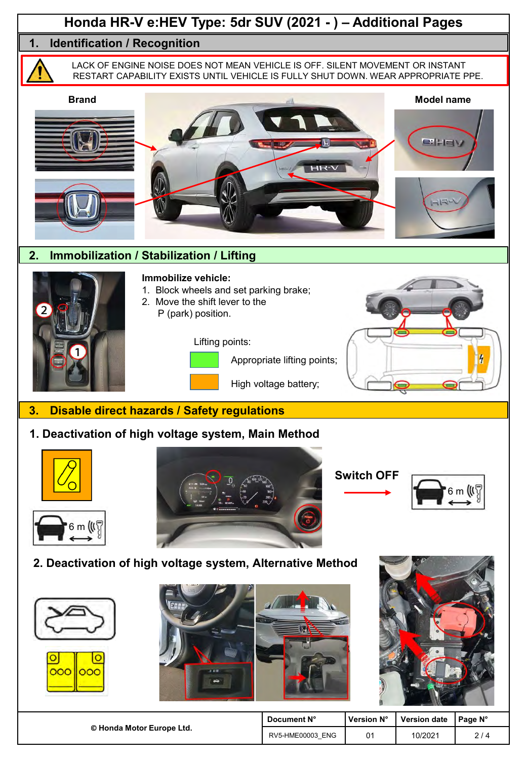# Honda HR-V e:HEV Type: 5dr SUV (2021 - ) – Additional Pages

## 1. Identification / Recognition

LACK OF ENGINE NOISE DOES NOT MEAN VEHICLE IS OFF. SILENT MOVEMENT OR INSTANT RESTART CAPABILITY EXISTS UNTIL VEHICLE IS FULLY SHUT DOWN. WEAR APPROPRIATE PPE.

**Brand**

**Model name**

## 2. Immobilization / Stabilization / Lifting

**Immobilize vehicle:**

1. Block wheels and set parking brake;
2. Move the shift lever to the P (park) position.

Lifting points:

- Appropriate lifting points;
- High voltage battery;

## 3. Disable direct hazards / Safety regulations

### 1. Deactivation of high voltage system, Main Method

6 m

**Switch OFF**

6 m

### 2. Deactivation of high voltage system, Alternative Method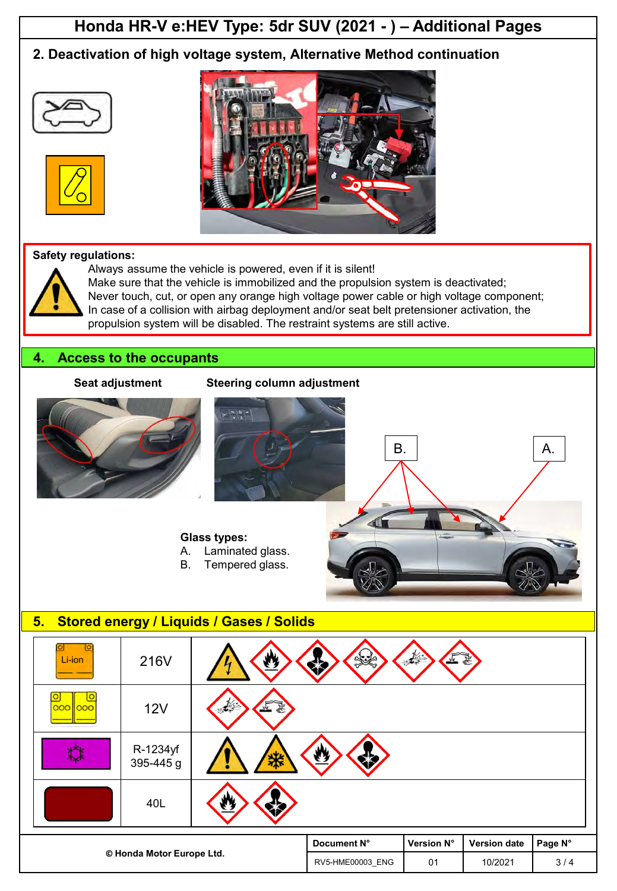# Honda HR-V e:HEV Type: 5dr SUV (2021 - ) – Additional Pages

## 2. Deactivation of high voltage system, Alternative Method continuation

**Safety regulations:**

Always assume the vehicle is powered, even if it is silent!
Make sure that the vehicle is immobilized and the propulsion system is deactivated;
Never touch, cut, or open any orange high voltage power cable or high voltage component;
In case of a collision with airbag deployment and/or seat belt pretensioner activation, the propulsion system will be disabled. The restraint systems are still active.

## 4. Access to the occupants

**Seat adjustment**

**Steering column adjustment**

B.

A.

**Glass types:**

A. Laminated glass.
B. Tempered glass.

## 5. Stored energy / Liquids / Gases / Solids

| | | |
|---|---|---|
| Li-ion | 216V | |
| | 12V | |
| | R-1234yf 395-445 g | |
| | 40L | |

| Document N° | Version N° | Version date |
|---|---|---|
| RV5-HME00003_ENG | 01 | 10/2021 |

© Honda Motor Europe Ltd.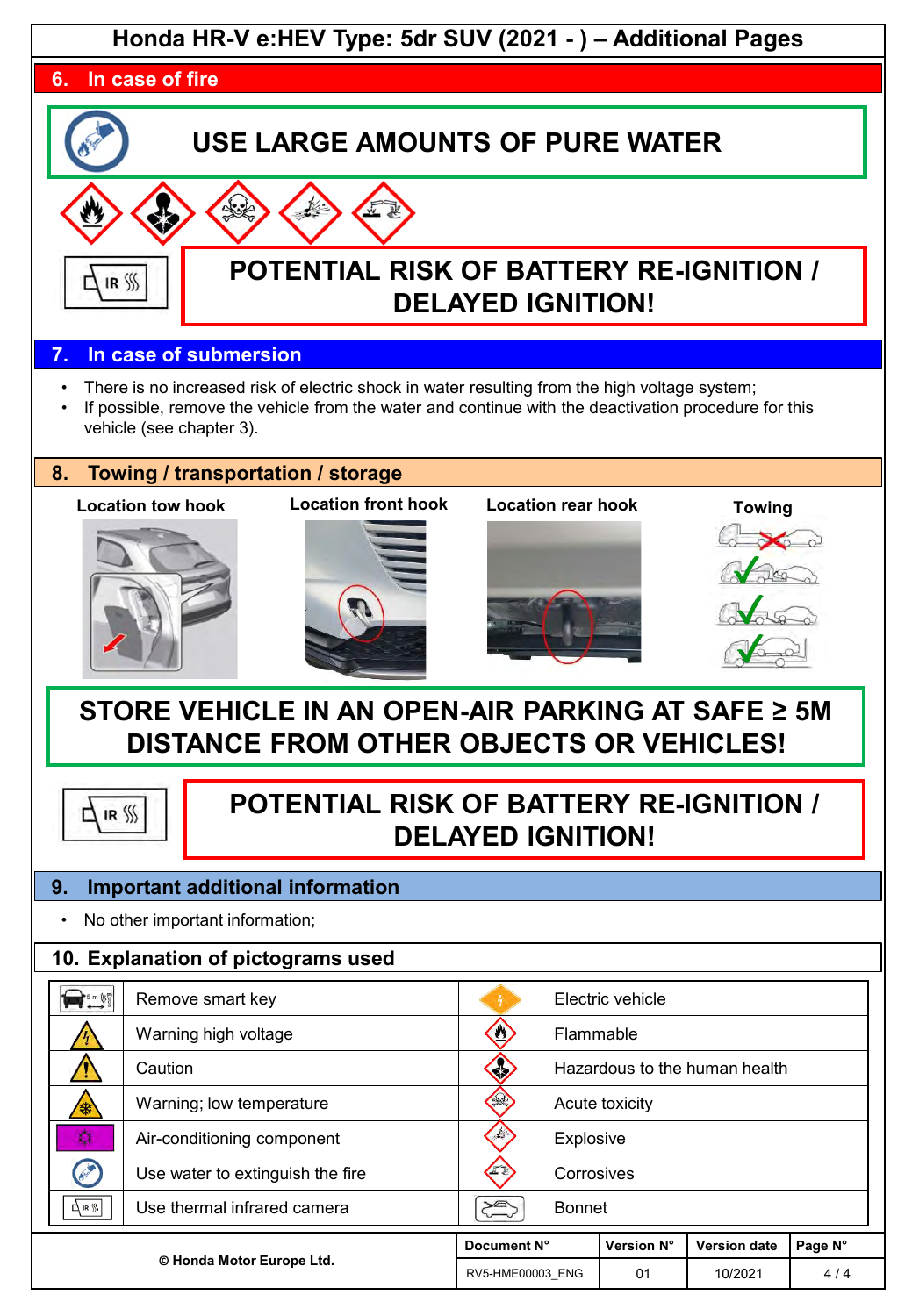# Honda HR-V e:HEV Type: 5dr SUV (2021 - ) – Additional Pages

## 6. In case of fire

**USE LARGE AMOUNTS OF PURE WATER**

**POTENTIAL RISK OF BATTERY RE-IGNITION / DELAYED IGNITION!**

## 7. In case of submersion

- There is no increased risk of electric shock in water resulting from the high voltage system;
- If possible, remove the vehicle from the water and continue with the deactivation procedure for this vehicle (see chapter 3).

## 8. Towing / transportation / storage

Location tow hook

Location front hook

Location rear hook

Towing

**STORE VEHICLE IN AN OPEN-AIR PARKING AT SAFE ≥ 5M DISTANCE FROM OTHER OBJECTS OR VEHICLES!**

**POTENTIAL RISK OF BATTERY RE-IGNITION / DELAYED IGNITION!**

## 9. Important additional information

- No other important information;

## 10. Explanation of pictograms used

| | | | |
|---|---|---|---|
| | Remove smart key | | Electric vehicle |
| | Warning high voltage | | Flammable |
| | Caution | | Hazardous to the human health |
| | Warning; low temperature | | Acute toxicity |
| | Air-conditioning component | | Explosive |
| | Use water to extinguish the fire | | Corrosives |
| | Use thermal infrared camera | | Bonnet |

© Honda Motor Europe Ltd.

| Document N° | Version N° | Version date | Page N° |
|---|---|---|---|
| RV5-HME00003_ENG | 01 | 10/2021 | 4 / 4 |